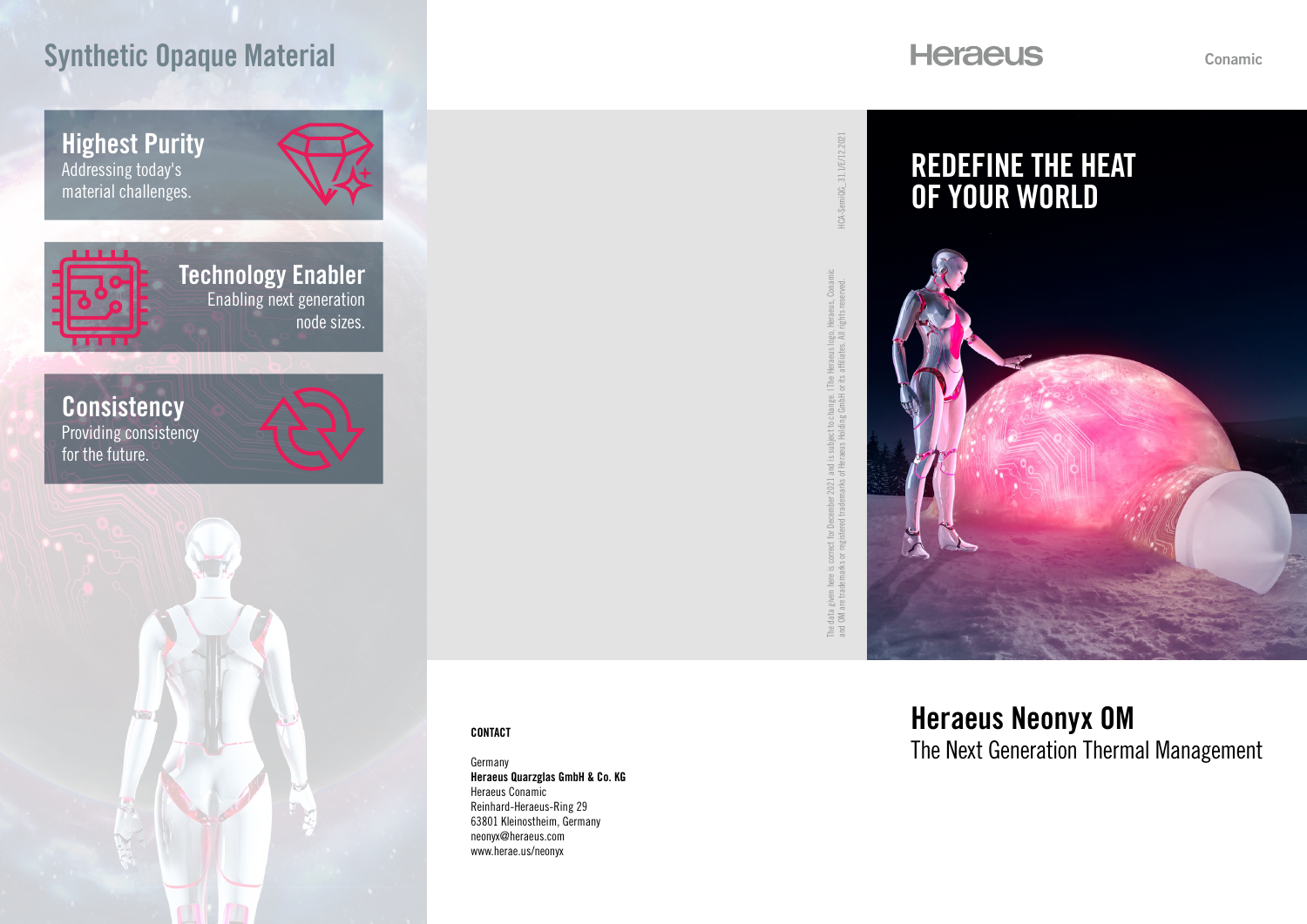# Synthetic Opaque Material

## Highest Purity

Addressing today's material challenges.

## Technology Enabler

Enabling next generation node sizes.

## Consistency

Providing consistency for the future.

The data given here is correct for December 2021 and is subject to change. | The Heraeus logo, Heraeus, Conamic and OM are trademarks or registered trademarks of Heraeus Holding GmbH or its affiliates. All rights reserved.

HCA-SemiOG_31.1/E/12.2021

**CONTACT**

Germany
**Heraeus Quarzglas GmbH & Co. KG**
Heraeus Conamic
Reinhard-Heraeus-Ring 29
63801 Kleinostheim, Germany
neonyx@heraeus.com
www.herae.us/neonyx

Heraeus

Conamic

# REDEFINE THE HEAT OF YOUR WORLD

# Heraeus Neonyx OM

The Next Generation Thermal Management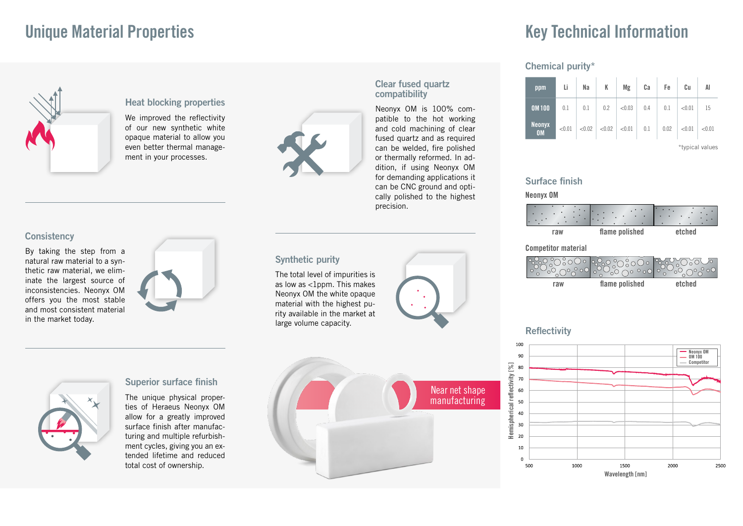# Unique Material Properties

### Heat blocking properties

We improved the reflectivity of our new synthetic white opaque material to allow you even better thermal management in your processes.

### Clear fused quartz compatibility

Neonyx OM is 100% compatible to the hot working and cold machining of clear fused quartz and as required can be welded, fire polished or thermally reformed. In addition, if using Neonyx OM for demanding applications it can be CNC ground and optically polished to the highest precision.

### Consistency

By taking the step from a natural raw material to a synthetic raw material, we eliminate the largest source of inconsistencies. Neonyx OM offers you the most stable and most consistent material in the market today.

### Synthetic purity

The total level of impurities is as low as <1ppm. This makes Neonyx OM the white opaque material with the highest purity available in the market at large volume capacity.

### Superior surface finish

The unique physical properties of Heraeus Neonyx OM allow for a greatly improved surface finish after manufacturing and multiple refurbishment cycles, giving you an extended lifetime and reduced total cost of ownership.

Near net shape manufacturing

# Key Technical Information

## Chemical purity*

| ppm | Li | Na | K | Mg | Ca | Fe | Cu | Al |
|---|---|---|---|---|---|---|---|---|
| OM 100 | 0.1 | 0.1 | 0.2 | <0.03 | 0.4 | 0.1 | <0.01 | 15 |
| Neonyx OM | <0.01 | <0.02 | <0.02 | <0.01 | 0.1 | 0.02 | <0.01 | <0.01 |

*typical values

## Surface finish

**Neonyx OM**

raw | flame polished | etched

**Competitor material**

raw | flame polished | etched

## Reflectivity

Neonyx OM
OM 100
Competitor

Hemispherical reflectivity [%]

0 10 20 30 40 50 60 70 80 90 100

Wavelength [nm]

500 1000 1500 2000 2500